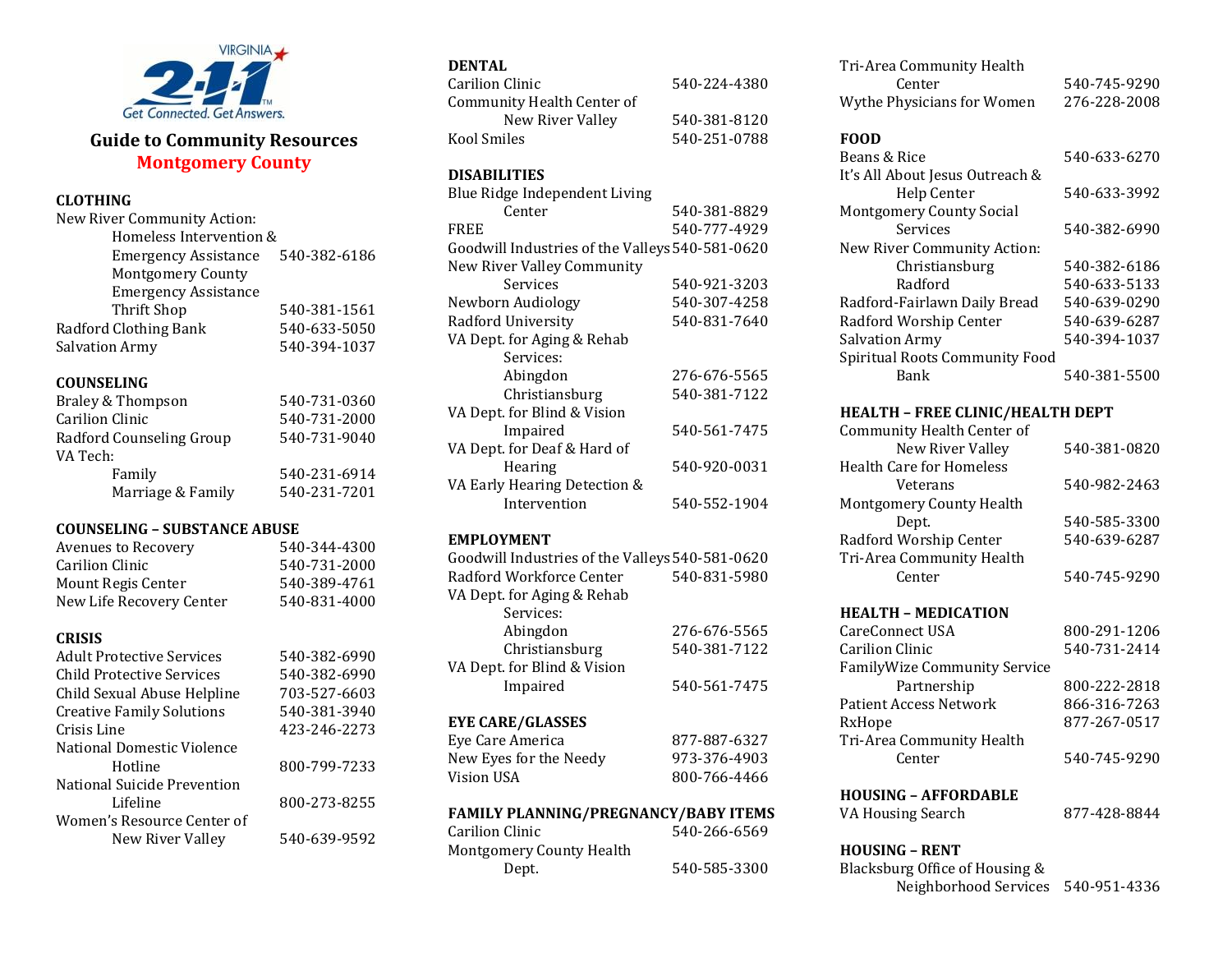VIRGINIA 2-1-1 Get Connected. Get Answers.

# Guide to Community Resources
## Montgomery County

### CLOTHING

| | |
|---|---|
| New River Community Action: | |
| Homeless Intervention & Emergency Assistance | 540-382-6186 |
| Montgomery County Emergency Assistance Thrift Shop | 540-381-1561 |
| Radford Clothing Bank | 540-633-5050 |
| Salvation Army | 540-394-1037 |

### COUNSELING

| | |
|---|---|
| Braley & Thompson | 540-731-0360 |
| Carilion Clinic | 540-731-2000 |
| Radford Counseling Group | 540-731-9040 |
| VA Tech: | |
| Family | 540-231-6914 |
| Marriage & Family | 540-231-7201 |

### COUNSELING – SUBSTANCE ABUSE

| | |
|---|---|
| Avenues to Recovery | 540-344-4300 |
| Carilion Clinic | 540-731-2000 |
| Mount Regis Center | 540-389-4761 |
| New Life Recovery Center | 540-831-4000 |

### CRISIS

| | |
|---|---|
| Adult Protective Services | 540-382-6990 |
| Child Protective Services | 540-382-6990 |
| Child Sexual Abuse Helpline | 703-527-6603 |
| Creative Family Solutions | 540-381-3940 |
| Crisis Line | 423-246-2273 |
| National Domestic Violence Hotline | 800-799-7233 |
| National Suicide Prevention Lifeline | 800-273-8255 |
| Women's Resource Center of New River Valley | 540-639-9592 |

### DENTAL

| | |
|---|---|
| Carilion Clinic | 540-224-4380 |
| Community Health Center of New River Valley | 540-381-8120 |
| Kool Smiles | 540-251-0788 |

### DISABILITIES

| | |
|---|---|
| Blue Ridge Independent Living Center | 540-381-8829 |
| FREE | 540-777-4929 |
| Goodwill Industries of the Valleys | 540-581-0620 |
| New River Valley Community Services | 540-921-3203 |
| Newborn Audiology | 540-307-4258 |
| Radford University | 540-831-7640 |
| VA Dept. for Aging & Rehab Services: | |
| Abingdon | 276-676-5565 |
| Christiansburg | 540-381-7122 |
| VA Dept. for Blind & Vision Impaired | 540-561-7475 |
| VA Dept. for Deaf & Hard of Hearing | 540-920-0031 |
| VA Early Hearing Detection & Intervention | 540-552-1904 |

### EMPLOYMENT

| | |
|---|---|
| Goodwill Industries of the Valleys | 540-581-0620 |
| Radford Workforce Center | 540-831-5980 |
| VA Dept. for Aging & Rehab Services: | |
| Abingdon | 276-676-5565 |
| Christiansburg | 540-381-7122 |
| VA Dept. for Blind & Vision Impaired | 540-561-7475 |

### EYE CARE/GLASSES

| | |
|---|---|
| Eye Care America | 877-887-6327 |
| New Eyes for the Needy | 973-376-4903 |
| Vision USA | 800-766-4466 |

### FAMILY PLANNING/PREGNANCY/BABY ITEMS

| | |
|---|---|
| Carilion Clinic | 540-266-6569 |
| Montgomery County Health Dept. | 540-585-3300 |
| Tri-Area Community Health Center | 540-745-9290 |
| Wythe Physicians for Women | 276-228-2008 |

### FOOD

| | |
|---|---|
| Beans & Rice | 540-633-6270 |
| It's All About Jesus Outreach & Help Center | 540-633-3992 |
| Montgomery County Social Services | 540-382-6990 |
| New River Community Action: | |
| Christiansburg | 540-382-6186 |
| Radford | 540-633-5133 |
| Radford-Fairlawn Daily Bread | 540-639-0290 |
| Radford Worship Center | 540-639-6287 |
| Salvation Army | 540-394-1037 |
| Spiritual Roots Community Food Bank | 540-381-5500 |

### HEALTH – FREE CLINIC/HEALTH DEPT

| | |
|---|---|
| Community Health Center of New River Valley | 540-381-0820 |
| Health Care for Homeless Veterans | 540-982-2463 |
| Montgomery County Health Dept. | 540-585-3300 |
| Radford Worship Center | 540-639-6287 |
| Tri-Area Community Health Center | 540-745-9290 |

### HEALTH – MEDICATION

| | |
|---|---|
| CareConnect USA | 800-291-1206 |
| Carilion Clinic | 540-731-2414 |
| FamilyWize Community Service Partnership | 800-222-2818 |
| Patient Access Network | 866-316-7263 |
| RxHope | 877-267-0517 |
| Tri-Area Community Health Center | 540-745-9290 |

### HOUSING – AFFORDABLE

| | |
|---|---|
| VA Housing Search | 877-428-8844 |

### HOUSING – RENT

| | |
|---|---|
| Blacksburg Office of Housing & Neighborhood Services | 540-951-4336 |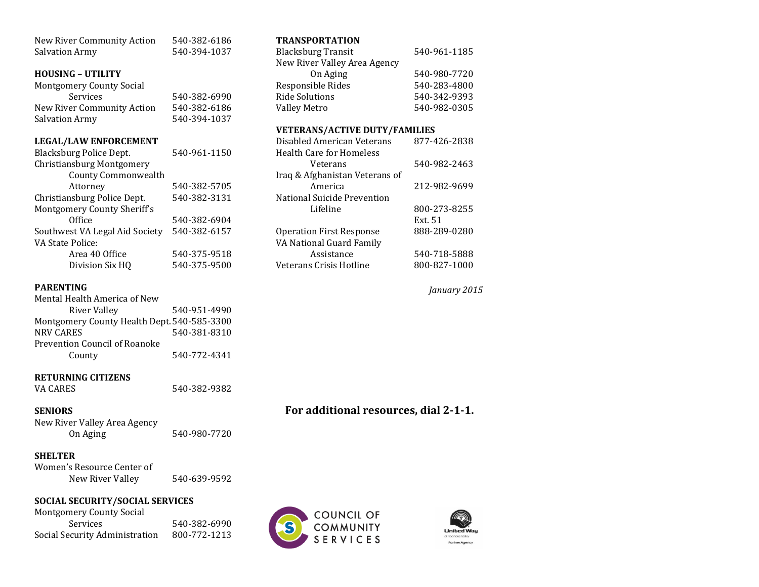| | |
|---|---|
| New River Community Action | 540-382-6186 |
| Salvation Army | 540-394-1037 |

**HOUSING – UTILITY**

| | |
|---|---|
| Montgomery County Social Services | 540-382-6990 |
| New River Community Action | 540-382-6186 |
| Salvation Army | 540-394-1037 |

**LEGAL/LAW ENFORCEMENT**

| | |
|---|---|
| Blacksburg Police Dept. | 540-961-1150 |
| Christiansburg Montgomery County Commonwealth Attorney | 540-382-5705 |
| Christiansburg Police Dept. | 540-382-3131 |
| Montgomery County Sheriff's Office | 540-382-6904 |
| Southwest VA Legal Aid Society | 540-382-6157 |
| VA State Police: | |
| Area 40 Office | 540-375-9518 |
| Division Six HQ | 540-375-9500 |

**PARENTING**

| | |
|---|---|
| Mental Health America of New River Valley | 540-951-4990 |
| Montgomery County Health Dept. | 540-585-3300 |
| NRV CARES | 540-381-8310 |
| Prevention Council of Roanoke County | 540-772-4341 |

**RETURNING CITIZENS**

| | |
|---|---|
| VA CARES | 540-382-9382 |

**SENIORS**

| | |
|---|---|
| New River Valley Area Agency On Aging | 540-980-7720 |

**SHELTER**

| | |
|---|---|
| Women's Resource Center of New River Valley | 540-639-9592 |

**SOCIAL SECURITY/SOCIAL SERVICES**

| | |
|---|---|
| Montgomery County Social Services | 540-382-6990 |
| Social Security Administration | 800-772-1213 |

**TRANSPORTATION**

| | |
|---|---|
| Blacksburg Transit | 540-961-1185 |
| New River Valley Area Agency On Aging | 540-980-7720 |
| Responsible Rides | 540-283-4800 |
| Ride Solutions | 540-342-9393 |
| Valley Metro | 540-982-0305 |

**VETERANS/ACTIVE DUTY/FAMILIES**

| | |
|---|---|
| Disabled American Veterans | 877-426-2838 |
| Health Care for Homeless Veterans | 540-982-2463 |
| Iraq & Afghanistan Veterans of America | 212-982-9699 |
| National Suicide Prevention Lifeline | 800-273-8255 Ext. 51 |
| Operation First Response | 888-289-0280 |
| VA National Guard Family Assistance | 540-718-5888 |
| Veterans Crisis Hotline | 800-827-1000 |

*January 2015*

**For additional resources, dial 2-1-1.**

COUNCIL OF COMMUNITY SERVICES

United Way of Roanoke Valley Partner Agency